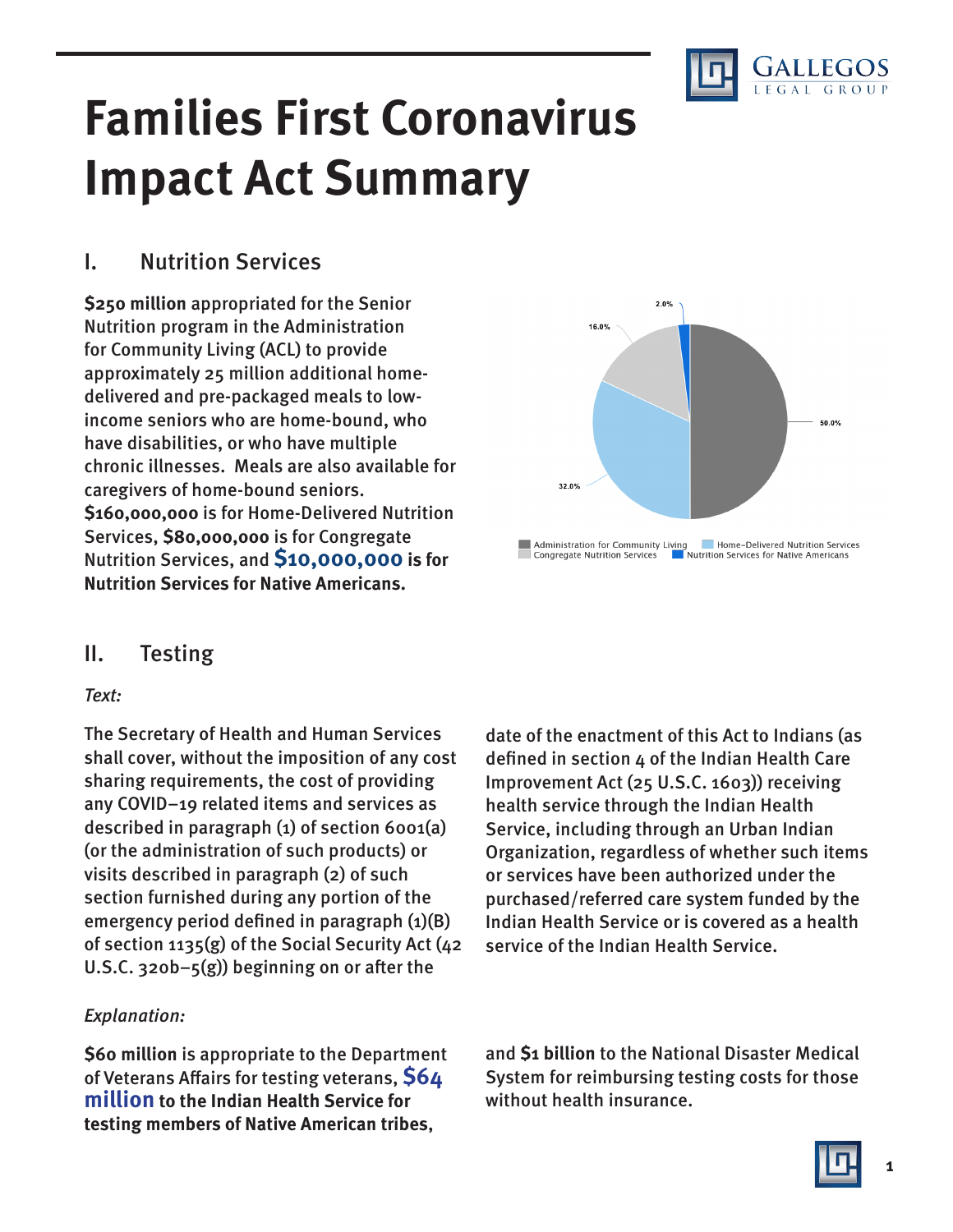# Families First Coronavirus Impact Act Summary

## I. Nutrition Services

**$250 million** appropriated for the Senior Nutrition program in the Administration for Community Living (ACL) to provide approximately 25 million additional home-delivered and pre-packaged meals to low-income seniors who are home-bound, who have disabilities, or who have multiple chronic illnesses. Meals are also available for caregivers of home-bound seniors. **$160,000,000** is for Home-Delivered Nutrition Services, **$80,000,000** is for Congregate Nutrition Services, and **$10,000,000 is for Nutrition Services for Native Americans.**

| Category | Share |
|---|---|
| Administration for Community Living | 50.0% |
| Home-Delivered Nutrition Services | 32.0% |
| Congregate Nutrition Services | 16.0% |
| Nutrition Services for Native Americans | 2.0% |

## II. Testing

*Text:*

The Secretary of Health and Human Services shall cover, without the imposition of any cost sharing requirements, the cost of providing any COVID–19 related items and services as described in paragraph (1) of section 6001(a) (or the administration of such products) or visits described in paragraph (2) of such section furnished during any portion of the emergency period defined in paragraph (1)(B) of section 1135(g) of the Social Security Act (42 U.S.C. 320b–5(g)) beginning on or after the date of the enactment of this Act to Indians (as defined in section 4 of the Indian Health Care Improvement Act (25 U.S.C. 1603)) receiving health service through the Indian Health Service, including through an Urban Indian Organization, regardless of whether such items or services have been authorized under the purchased/referred care system funded by the Indian Health Service or is covered as a health service of the Indian Health Service.

*Explanation:*

**$60 million** is appropriate to the Department of Veterans Affairs for testing veterans, **$64 million to the Indian Health Service for testing members of Native American tribes,** and **$1 billion** to the National Disaster Medical System for reimbursing testing costs for those without health insurance.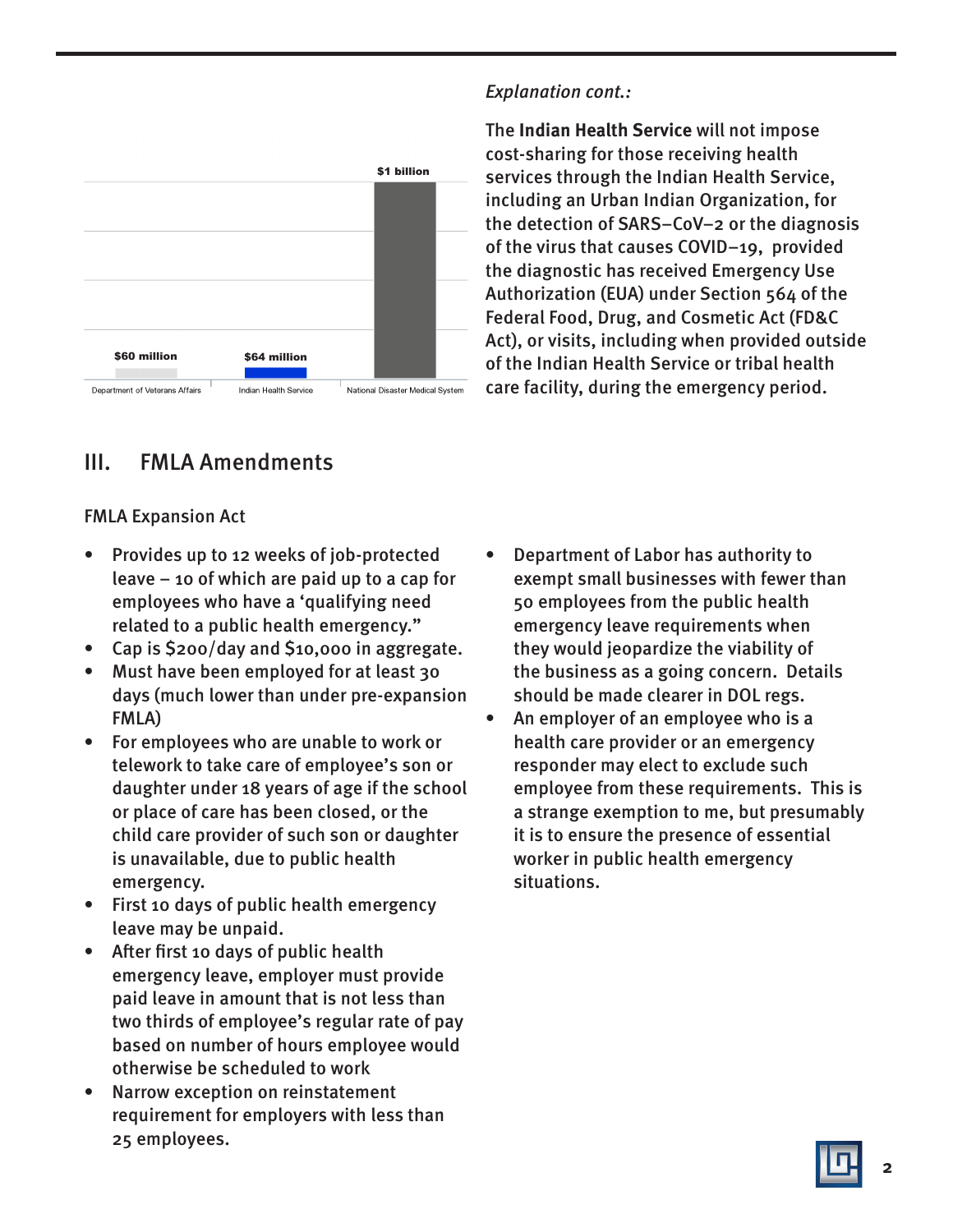| Department of Veterans Affairs | Indian Health Service | National Disaster Medical System |
|---|---|---|
| $60 million | $64 million | $1 billion |

*Explanation cont.:*

The **Indian Health Service** will not impose cost-sharing for those receiving health services through the Indian Health Service, including an Urban Indian Organization, for the detection of SARS–CoV–2 or the diagnosis of the virus that causes COVID–19, provided the diagnostic has received Emergency Use Authorization (EUA) under Section 564 of the Federal Food, Drug, and Cosmetic Act (FD&C Act), or visits, including when provided outside of the Indian Health Service or tribal health care facility, during the emergency period.

## III. FMLA Amendments

FMLA Expansion Act

- Provides up to 12 weeks of job-protected leave – 10 of which are paid up to a cap for employees who have a 'qualifying need related to a public health emergency."
- Cap is $200/day and $10,000 in aggregate.
- Must have been employed for at least 30 days (much lower than under pre-expansion FMLA)
- For employees who are unable to work or telework to take care of employee's son or daughter under 18 years of age if the school or place of care has been closed, or the child care provider of such son or daughter is unavailable, due to public health emergency.
- First 10 days of public health emergency leave may be unpaid.
- After first 10 days of public health emergency leave, employer must provide paid leave in amount that is not less than two thirds of employee's regular rate of pay based on number of hours employee would otherwise be scheduled to work
- Narrow exception on reinstatement requirement for employers with less than 25 employees.
- Department of Labor has authority to exempt small businesses with fewer than 50 employees from the public health emergency leave requirements when they would jeopardize the viability of the business as a going concern. Details should be made clearer in DOL regs.
- An employer of an employee who is a health care provider or an emergency responder may elect to exclude such employee from these requirements. This is a strange exemption to me, but presumably it is to ensure the presence of essential worker in public health emergency situations.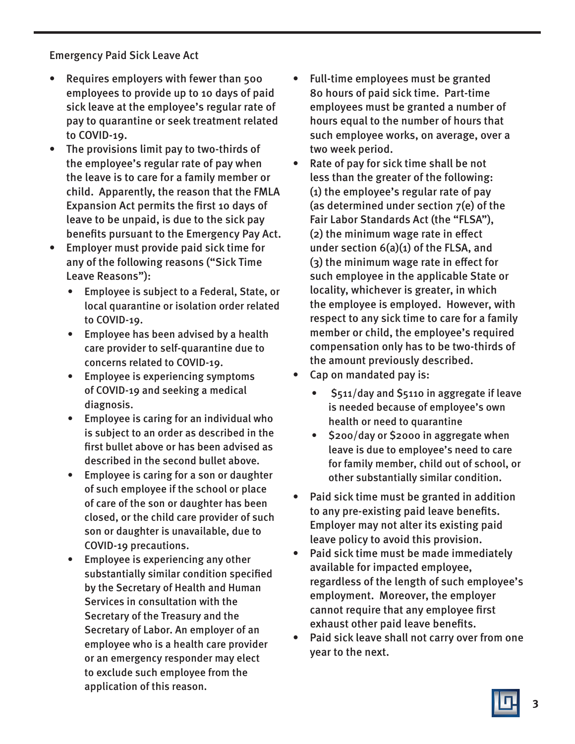## Emergency Paid Sick Leave Act

- Requires employers with fewer than 500 employees to provide up to 10 days of paid sick leave at the employee's regular rate of pay to quarantine or seek treatment related to COVID-19.
- The provisions limit pay to two-thirds of the employee's regular rate of pay when the leave is to care for a family member or child. Apparently, the reason that the FMLA Expansion Act permits the first 10 days of leave to be unpaid, is due to the sick pay benefits pursuant to the Emergency Pay Act.
- Employer must provide paid sick time for any of the following reasons ("Sick Time Leave Reasons"):
  - Employee is subject to a Federal, State, or local quarantine or isolation order related to COVID-19.
  - Employee has been advised by a health care provider to self-quarantine due to concerns related to COVID-19.
  - Employee is experiencing symptoms of COVID-19 and seeking a medical diagnosis.
  - Employee is caring for an individual who is subject to an order as described in the first bullet above or has been advised as described in the second bullet above.
  - Employee is caring for a son or daughter of such employee if the school or place of care of the son or daughter has been closed, or the child care provider of such son or daughter is unavailable, due to COVID-19 precautions.
  - Employee is experiencing any other substantially similar condition specified by the Secretary of Health and Human Services in consultation with the Secretary of the Treasury and the Secretary of Labor. An employer of an employee who is a health care provider or an emergency responder may elect to exclude such employee from the application of this reason.
- Full-time employees must be granted 80 hours of paid sick time. Part-time employees must be granted a number of hours equal to the number of hours that such employee works, on average, over a two week period.
- Rate of pay for sick time shall be not less than the greater of the following: (1) the employee's regular rate of pay (as determined under section 7(e) of the Fair Labor Standards Act (the "FLSA"), (2) the minimum wage rate in effect under section 6(a)(1) of the FLSA, and (3) the minimum wage rate in effect for such employee in the applicable State or locality, whichever is greater, in which the employee is employed. However, with respect to any sick time to care for a family member or child, the employee's required compensation only has to be two-thirds of the amount previously described.
- Cap on mandated pay is:
  - $511/day and $5110 in aggregate if leave is needed because of employee's own health or need to quarantine
  - $200/day or $2000 in aggregate when leave is due to employee's need to care for family member, child out of school, or other substantially similar condition.
- Paid sick time must be granted in addition to any pre-existing paid leave benefits. Employer may not alter its existing paid leave policy to avoid this provision.
- Paid sick time must be made immediately available for impacted employee, regardless of the length of such employee's employment. Moreover, the employer cannot require that any employee first exhaust other paid leave benefits.
- Paid sick leave shall not carry over from one year to the next.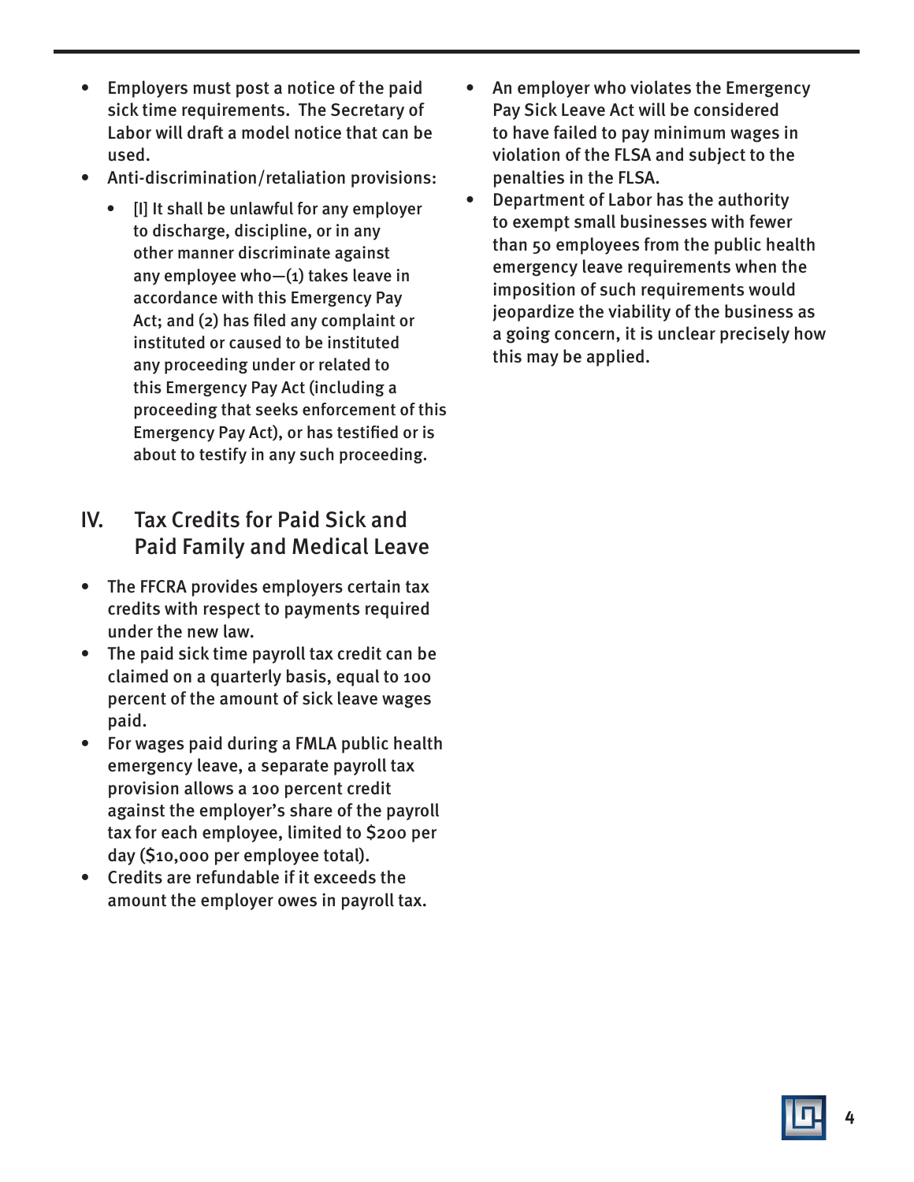- Employers must post a notice of the paid sick time requirements. The Secretary of Labor will draft a model notice that can be used.
- Anti-discrimination/retaliation provisions:
  - [I] It shall be unlawful for any employer to discharge, discipline, or in any other manner discriminate against any employee who—(1) takes leave in accordance with this Emergency Pay Act; and (2) has filed any complaint or instituted or caused to be instituted any proceeding under or related to this Emergency Pay Act (including a proceeding that seeks enforcement of this Emergency Pay Act), or has testified or is about to testify in any such proceeding.

## IV. Tax Credits for Paid Sick and Paid Family and Medical Leave

- The FFCRA provides employers certain tax credits with respect to payments required under the new law.
- The paid sick time payroll tax credit can be claimed on a quarterly basis, equal to 100 percent of the amount of sick leave wages paid.
- For wages paid during a FMLA public health emergency leave, a separate payroll tax provision allows a 100 percent credit against the employer's share of the payroll tax for each employee, limited to $200 per day ($10,000 per employee total).
- Credits are refundable if it exceeds the amount the employer owes in payroll tax.

- An employer who violates the Emergency Pay Sick Leave Act will be considered to have failed to pay minimum wages in violation of the FLSA and subject to the penalties in the FLSA.
- Department of Labor has the authority to exempt small businesses with fewer than 50 employees from the public health emergency leave requirements when the imposition of such requirements would jeopardize the viability of the business as a going concern, it is unclear precisely how this may be applied.